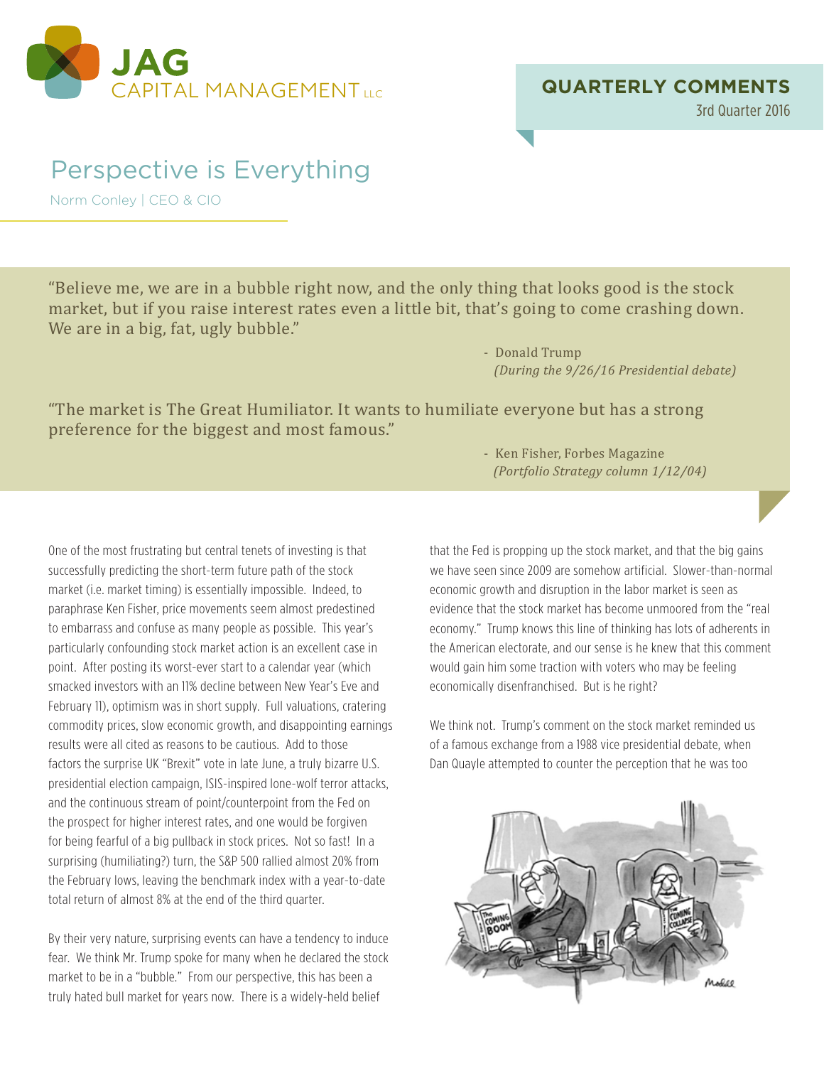JAG CAPITAL MANAGEMENT LLC

**QUARTERLY COMMENTS**
3rd Quarter 2016

# Perspective is Everything

Norm Conley | CEO & CIO

> "Believe me, we are in a bubble right now, and the only thing that looks good is the stock market, but if you raise interest rates even a little bit, that's going to come crashing down. We are in a big, fat, ugly bubble."
>
> \- Donald Trump
> *(During the 9/26/16 Presidential debate)*

> "The market is The Great Humiliator. It wants to humiliate everyone but has a strong preference for the biggest and most famous."
>
> \- Ken Fisher, Forbes Magazine
> *(Portfolio Strategy column 1/12/04)*

One of the most frustrating but central tenets of investing is that successfully predicting the short-term future path of the stock market (i.e. market timing) is essentially impossible. Indeed, to paraphrase Ken Fisher, price movements seem almost predestined to embarrass and confuse as many people as possible. This year's particularly confounding stock market action is an excellent case in point. After posting its worst-ever start to a calendar year (which smacked investors with an 11% decline between New Year's Eve and February 11), optimism was in short supply. Full valuations, cratering commodity prices, slow economic growth, and disappointing earnings results were all cited as reasons to be cautious. Add to those factors the surprise UK "Brexit" vote in late June, a truly bizarre U.S. presidential election campaign, ISIS-inspired lone-wolf terror attacks, and the continuous stream of point/counterpoint from the Fed on the prospect for higher interest rates, and one would be forgiven for being fearful of a big pullback in stock prices. Not so fast! In a surprising (humiliating?) turn, the S&P 500 rallied almost 20% from the February lows, leaving the benchmark index with a year-to-date total return of almost 8% at the end of the third quarter.

By their very nature, surprising events can have a tendency to induce fear. We think Mr. Trump spoke for many when he declared the stock market to be in a "bubble." From our perspective, this has been a truly hated bull market for years now. There is a widely-held belief that the Fed is propping up the stock market, and that the big gains we have seen since 2009 are somehow artificial. Slower-than-normal economic growth and disruption in the labor market is seen as evidence that the stock market has become unmoored from the "real economy." Trump knows this line of thinking has lots of adherents in the American electorate, and our sense is he knew that this comment would gain him some traction with voters who may be feeling economically disenfranchised. But is he right?

We think not. Trump's comment on the stock market reminded us of a famous exchange from a 1988 vice presidential debate, when Dan Quayle attempted to counter the perception that he was too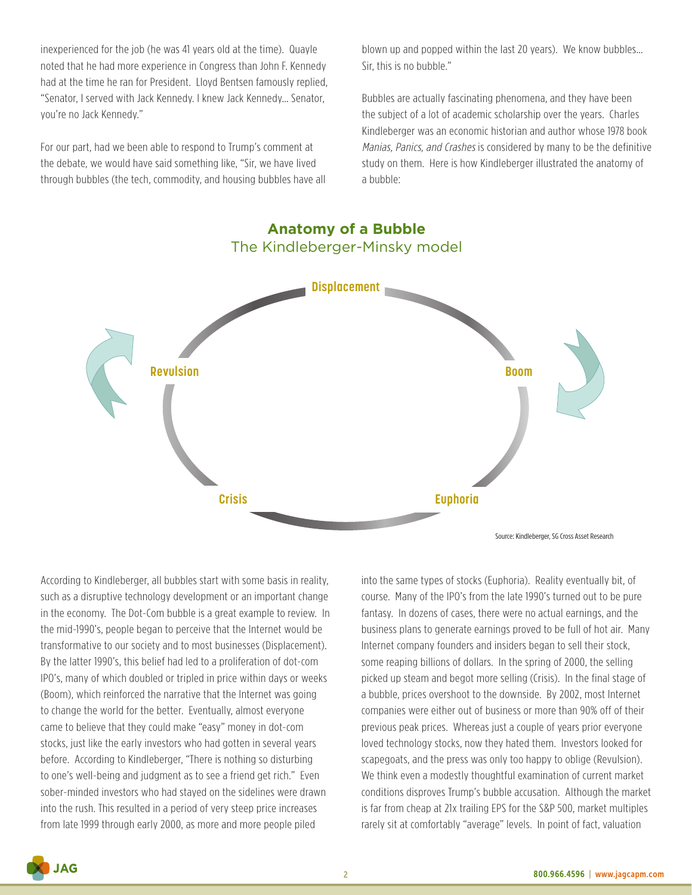inexperienced for the job (he was 41 years old at the time). Quayle noted that he had more experience in Congress than John F. Kennedy had at the time he ran for President. Lloyd Bentsen famously replied, "Senator, I served with Jack Kennedy. I knew Jack Kennedy... Senator, you're no Jack Kennedy."

For our part, had we been able to respond to Trump's comment at the debate, we would have said something like, "Sir, we have lived through bubbles (the tech, commodity, and housing bubbles have all blown up and popped within the last 20 years). We know bubbles... Sir, this is no bubble."

Bubbles are actually fascinating phenomena, and they have been the subject of a lot of academic scholarship over the years. Charles Kindleberger was an economic historian and author whose 1978 book *Manias, Panics, and Crashes* is considered by many to be the definitive study on them. Here is how Kindleberger illustrated the anatomy of a bubble:

**Anatomy of a Bubble**
The Kindleberger-Minsky model

Displacement → Boom → Euphoria → Crisis → Revulsion

Source: Kindleberger, SG Cross Asset Research

According to Kindleberger, all bubbles start with some basis in reality, such as a disruptive technology development or an important change in the economy. The Dot-Com bubble is a great example to review. In the mid-1990's, people began to perceive that the Internet would be transformative to our society and to most businesses (Displacement). By the latter 1990's, this belief had led to a proliferation of dot-com IPO's, many of which doubled or tripled in price within days or weeks (Boom), which reinforced the narrative that the Internet was going to change the world for the better. Eventually, almost everyone came to believe that they could make "easy" money in dot-com stocks, just like the early investors who had gotten in several years before. According to Kindleberger, "There is nothing so disturbing to one's well-being and judgment as to see a friend get rich." Even sober-minded investors who had stayed on the sidelines were drawn into the rush. This resulted in a period of very steep price increases from late 1999 through early 2000, as more and more people piled into the same types of stocks (Euphoria). Reality eventually bit, of course. Many of the IPO's from the late 1990's turned out to be pure fantasy. In dozens of cases, there were no actual earnings, and the business plans to generate earnings proved to be full of hot air. Many Internet company founders and insiders began to sell their stock, some reaping billions of dollars. In the spring of 2000, the selling picked up steam and begot more selling (Crisis). In the final stage of a bubble, prices overshoot to the downside. By 2002, most Internet companies were either out of business or more than 90% off of their previous peak prices. Whereas just a couple of years prior everyone loved technology stocks, now they hated them. Investors looked for scapegoats, and the press was only too happy to oblige (Revulsion).

We think even a modestly thoughtful examination of current market conditions disproves Trump's bubble accusation. Although the market is far from cheap at 21x trailing EPS for the S&P 500, market multiples rarely sit at comfortably "average" levels. In point of fact, valuation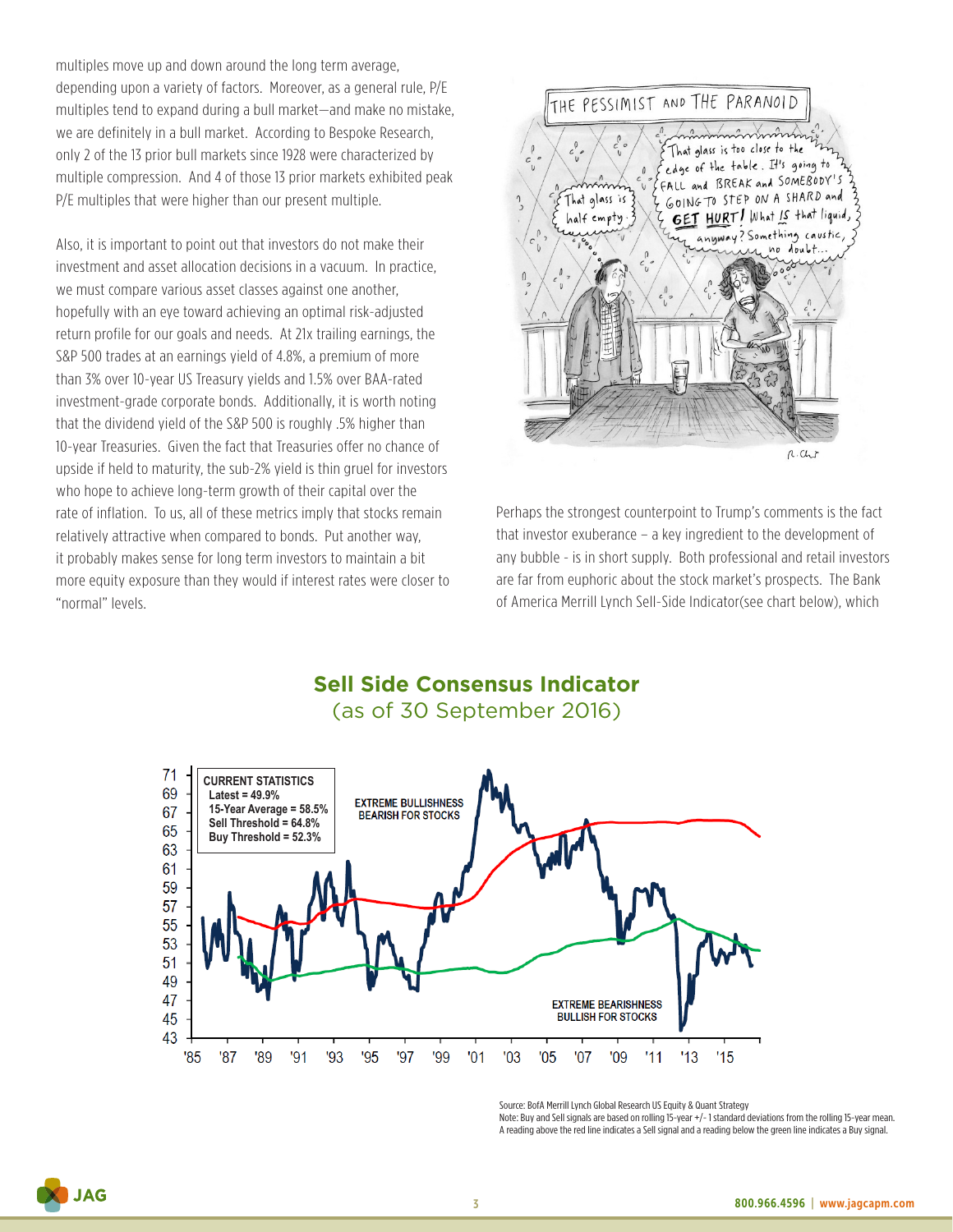multiples move up and down around the long term average, depending upon a variety of factors. Moreover, as a general rule, P/E multiples tend to expand during a bull market—and make no mistake, we are definitely in a bull market. According to Bespoke Research, only 2 of the 13 prior bull markets since 1928 were characterized by multiple compression. And 4 of those 13 prior markets exhibited peak P/E multiples that were higher than our present multiple.

Also, it is important to point out that investors do not make their investment and asset allocation decisions in a vacuum. In practice, we must compare various asset classes against one another, hopefully with an eye toward achieving an optimal risk-adjusted return profile for our goals and needs. At 21x trailing earnings, the S&P 500 trades at an earnings yield of 4.8%, a premium of more than 3% over 10-year US Treasury yields and 1.5% over BAA-rated investment-grade corporate bonds. Additionally, it is worth noting that the dividend yield of the S&P 500 is roughly .5% higher than 10-year Treasuries. Given the fact that Treasuries offer no chance of upside if held to maturity, the sub-2% yield is thin gruel for investors who hope to achieve long-term growth of their capital over the rate of inflation. To us, all of these metrics imply that stocks remain relatively attractive when compared to bonds. Put another way, it probably makes sense for long term investors to maintain a bit more equity exposure than they would if interest rates were closer to "normal" levels.

Perhaps the strongest counterpoint to Trump's comments is the fact that investor exuberance – a key ingredient to the development of any bubble - is in short supply. Both professional and retail investors are far from euphoric about the stock market's prospects. The Bank of America Merrill Lynch Sell-Side Indicator(see chart below), which

**Sell Side Consensus Indicator**
(as of 30 September 2016)

Source: BofA Merrill Lynch Global Research US Equity & Quant Strategy
Note: Buy and Sell signals are based on rolling 15-year +/- 1 standard deviations from the rolling 15-year mean. A reading above the red line indicates a Sell signal and a reading below the green line indicates a Buy signal.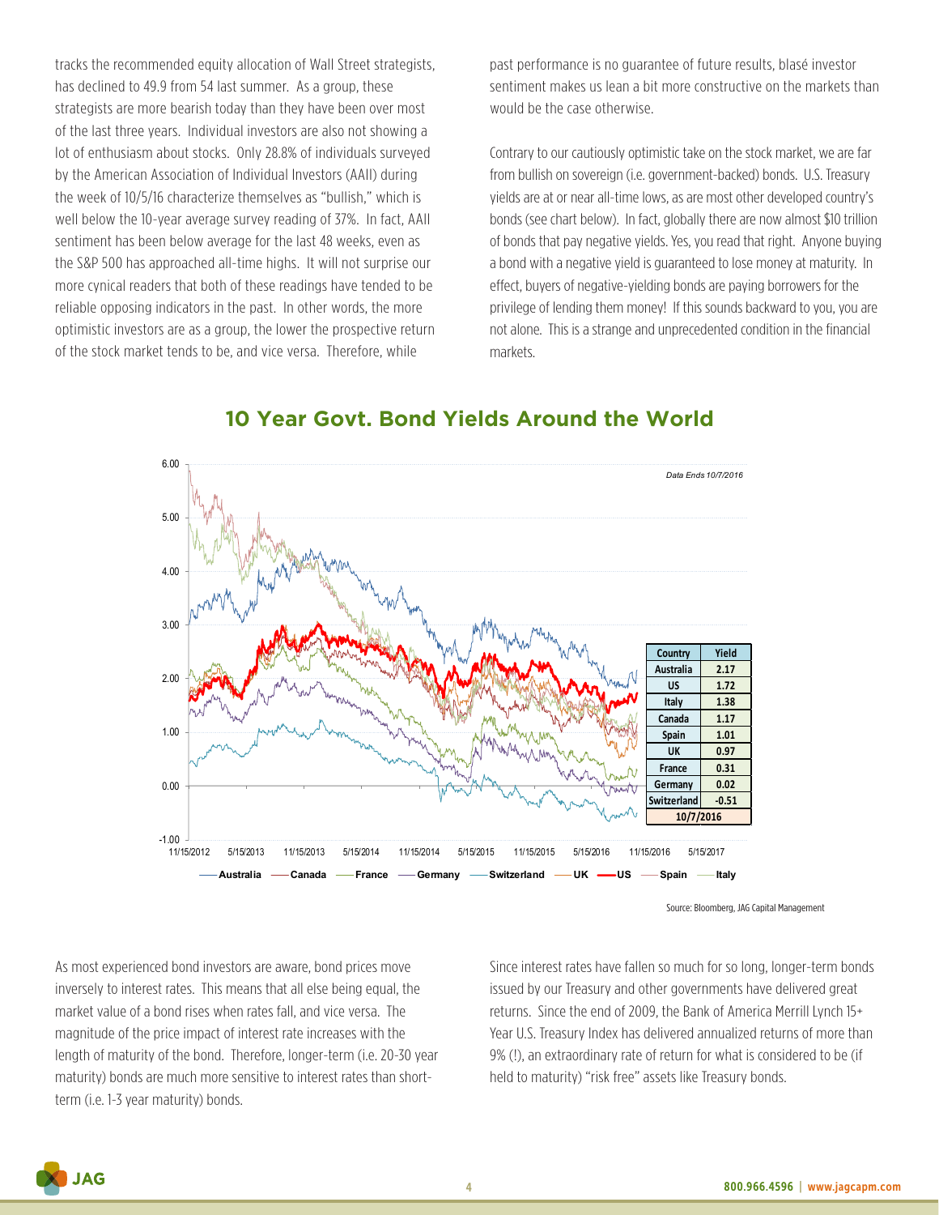tracks the recommended equity allocation of Wall Street strategists, has declined to 49.9 from 54 last summer. As a group, these strategists are more bearish today than they have been over most of the last three years. Individual investors are also not showing a lot of enthusiasm about stocks. Only 28.8% of individuals surveyed by the American Association of Individual Investors (AAII) during the week of 10/5/16 characterize themselves as "bullish," which is well below the 10-year average survey reading of 37%. In fact, AAII sentiment has been below average for the last 48 weeks, even as the S&P 500 has approached all-time highs. It will not surprise our more cynical readers that both of these readings have tended to be reliable opposing indicators in the past. In other words, the more optimistic investors are as a group, the lower the prospective return of the stock market tends to be, and vice versa. Therefore, while past performance is no guarantee of future results, blasé investor sentiment makes us lean a bit more constructive on the markets than would be the case otherwise.

Contrary to our cautiously optimistic take on the stock market, we are far from bullish on sovereign (i.e. government-backed) bonds. U.S. Treasury yields are at or near all-time lows, as are most other developed country's bonds (see chart below). In fact, globally there are now almost $10 trillion of bonds that pay negative yields. Yes, you read that right. Anyone buying a bond with a negative yield is guaranteed to lose money at maturity. In effect, buyers of negative-yielding bonds are paying borrowers for the privilege of lending them money! If this sounds backward to you, you are not alone. This is a strange and unprecedented condition in the financial markets.

## 10 Year Govt. Bond Yields Around the World

*Data Ends 10/7/2016*

| Country | Yield |
|---|---|
| Australia | 2.17 |
| US | 1.72 |
| Italy | 1.38 |
| Canada | 1.17 |
| Spain | 1.01 |
| UK | 0.97 |
| France | 0.31 |
| Germany | 0.02 |
| Switzerland | -0.51 |
| 10/7/2016 | |

Source: Bloomberg, JAG Capital Management

As most experienced bond investors are aware, bond prices move inversely to interest rates. This means that all else being equal, the market value of a bond rises when rates fall, and vice versa. The magnitude of the price impact of interest rate increases with the length of maturity of the bond. Therefore, longer-term (i.e. 20-30 year maturity) bonds are much more sensitive to interest rates than short-term (i.e. 1-3 year maturity) bonds.

Since interest rates have fallen so much for so long, longer-term bonds issued by our Treasury and other governments have delivered great returns. Since the end of 2009, the Bank of America Merrill Lynch 15+ Year U.S. Treasury Index has delivered annualized returns of more than 9% (!), an extraordinary rate of return for what is considered to be (if held to maturity) "risk free" assets like Treasury bonds.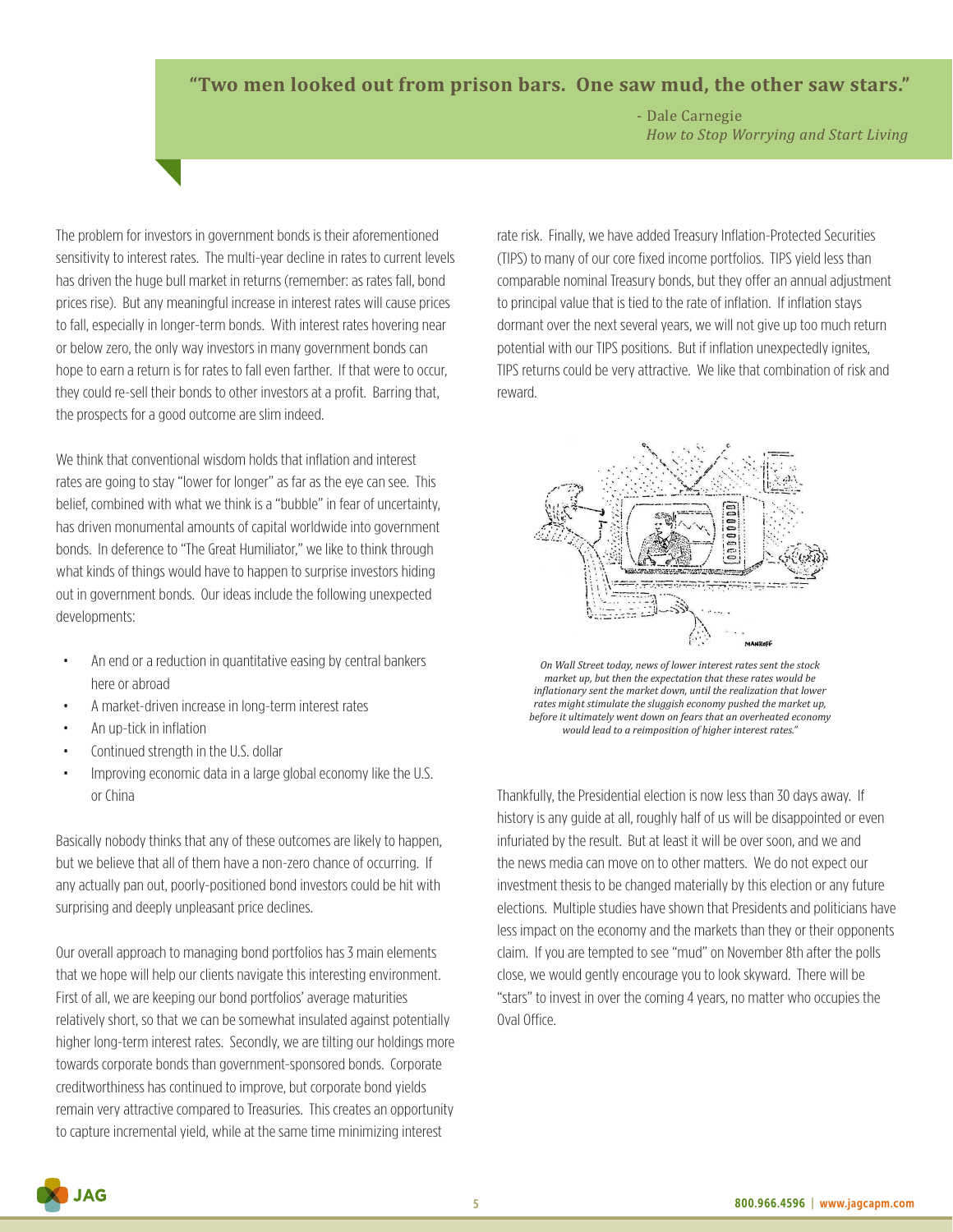> **"Two men looked out from prison bars. One saw mud, the other saw stars."**
>
> \- Dale Carnegie
> *How to Stop Worrying and Start Living*

The problem for investors in government bonds is their aforementioned sensitivity to interest rates. The multi-year decline in rates to current levels has driven the huge bull market in returns (remember: as rates fall, bond prices rise). But any meaningful increase in interest rates will cause prices to fall, especially in longer-term bonds. With interest rates hovering near or below zero, the only way investors in many government bonds can hope to earn a return is for rates to fall even farther. If that were to occur, they could re-sell their bonds to other investors at a profit. Barring that, the prospects for a good outcome are slim indeed.

We think that conventional wisdom holds that inflation and interest rates are going to stay "lower for longer" as far as the eye can see. This belief, combined with what we think is a "bubble" in fear of uncertainty, has driven monumental amounts of capital worldwide into government bonds. In deference to "The Great Humiliator," we like to think through what kinds of things would have to happen to surprise investors hiding out in government bonds. Our ideas include the following unexpected developments:

- An end or a reduction in quantitative easing by central bankers here or abroad
- A market-driven increase in long-term interest rates
- An up-tick in inflation
- Continued strength in the U.S. dollar
- Improving economic data in a large global economy like the U.S. or China

Basically nobody thinks that any of these outcomes are likely to happen, but we believe that all of them have a non-zero chance of occurring. If any actually pan out, poorly-positioned bond investors could be hit with surprising and deeply unpleasant price declines.

Our overall approach to managing bond portfolios has 3 main elements that we hope will help our clients navigate this interesting environment. First of all, we are keeping our bond portfolios' average maturities relatively short, so that we can be somewhat insulated against potentially higher long-term interest rates. Secondly, we are tilting our holdings more towards corporate bonds than government-sponsored bonds. Corporate creditworthiness has continued to improve, but corporate bond yields remain very attractive compared to Treasuries. This creates an opportunity to capture incremental yield, while at the same time minimizing interest rate risk. Finally, we have added Treasury Inflation-Protected Securities (TIPS) to many of our core fixed income portfolios. TIPS yield less than comparable nominal Treasury bonds, but they offer an annual adjustment to principal value that is tied to the rate of inflation. If inflation stays dormant over the next several years, we will not give up too much return potential with our TIPS positions. But if inflation unexpectedly ignites, TIPS returns could be very attractive. We like that combination of risk and reward.

*On Wall Street today, news of lower interest rates sent the stock market up, but then the expectation that these rates would be inflationary sent the market down, until the realization that lower rates might stimulate the sluggish economy pushed the market up, before it ultimately went down on fears that an overheated economy would lead to a reimposition of higher interest rates."*

Thankfully, the Presidential election is now less than 30 days away. If history is any guide at all, roughly half of us will be disappointed or even infuriated by the result. But at least it will be over soon, and we and the news media can move on to other matters. We do not expect our investment thesis to be changed materially by this election or any future elections. Multiple studies have shown that Presidents and politicians have less impact on the economy and the markets than they or their opponents claim. If you are tempted to see "mud" on November 8th after the polls close, we would gently encourage you to look skyward. There will be "stars" to invest in over the coming 4 years, no matter who occupies the Oval Office.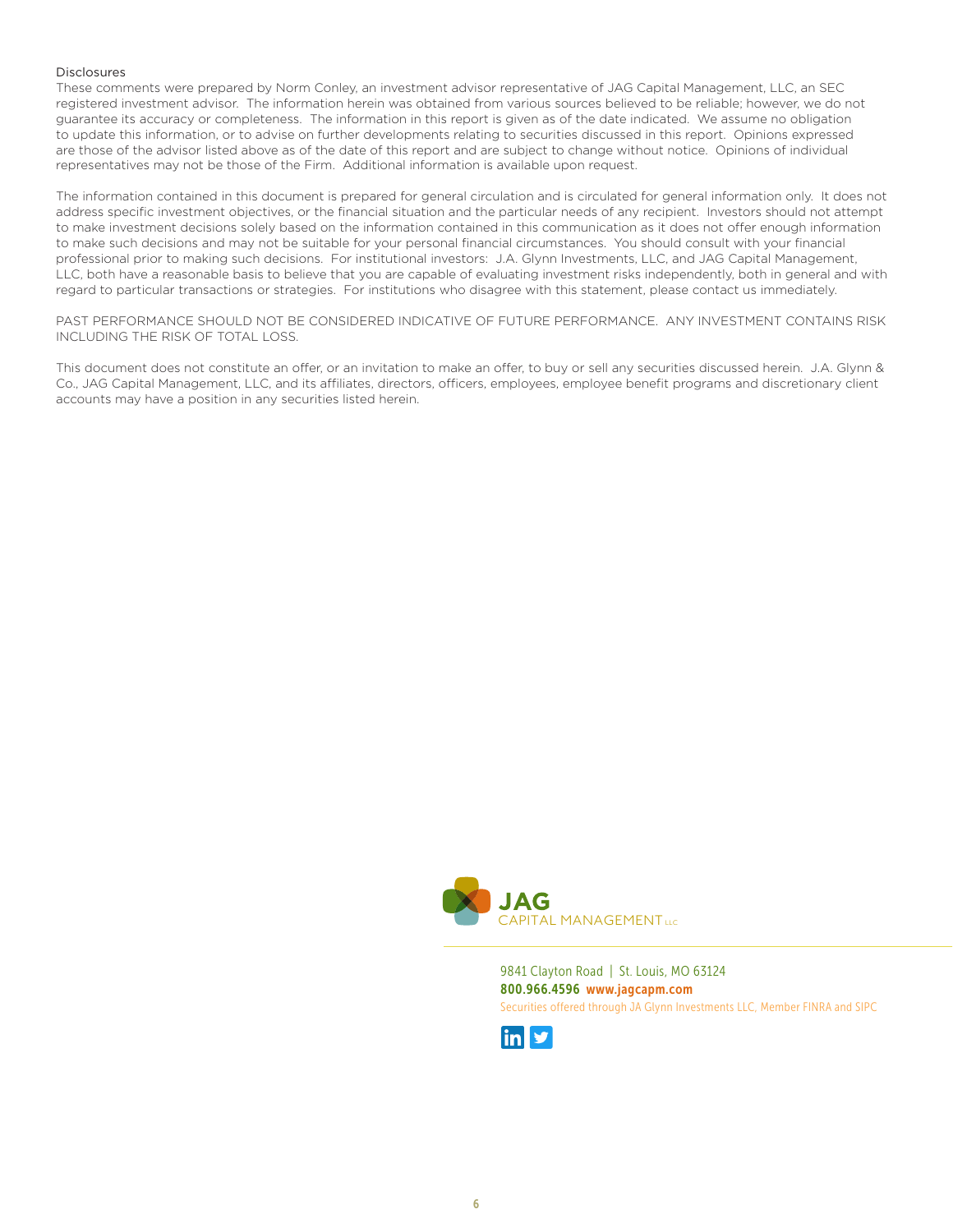Disclosures

These comments were prepared by Norm Conley, an investment advisor representative of JAG Capital Management, LLC, an SEC registered investment advisor. The information herein was obtained from various sources believed to be reliable; however, we do not guarantee its accuracy or completeness. The information in this report is given as of the date indicated. We assume no obligation to update this information, or to advise on further developments relating to securities discussed in this report. Opinions expressed are those of the advisor listed above as of the date of this report and are subject to change without notice. Opinions of individual representatives may not be those of the Firm. Additional information is available upon request.

The information contained in this document is prepared for general circulation and is circulated for general information only. It does not address specific investment objectives, or the financial situation and the particular needs of any recipient. Investors should not attempt to make investment decisions solely based on the information contained in this communication as it does not offer enough information to make such decisions and may not be suitable for your personal financial circumstances. You should consult with your financial professional prior to making such decisions. For institutional investors: J.A. Glynn Investments, LLC, and JAG Capital Management, LLC, both have a reasonable basis to believe that you are capable of evaluating investment risks independently, both in general and with regard to particular transactions or strategies. For institutions who disagree with this statement, please contact us immediately.

PAST PERFORMANCE SHOULD NOT BE CONSIDERED INDICATIVE OF FUTURE PERFORMANCE. ANY INVESTMENT CONTAINS RISK INCLUDING THE RISK OF TOTAL LOSS.

This document does not constitute an offer, or an invitation to make an offer, to buy or sell any securities discussed herein. J.A. Glynn & Co., JAG Capital Management, LLC, and its affiliates, directors, officers, employees, employee benefit programs and discretionary client accounts may have a position in any securities listed herein.

JAG CAPITAL MANAGEMENT LLC

9841 Clayton Road | St. Louis, MO 63124
**800.966.4596** **www.jagcapm.com**
Securities offered through JA Glynn Investments LLC, Member FINRA and SIPC